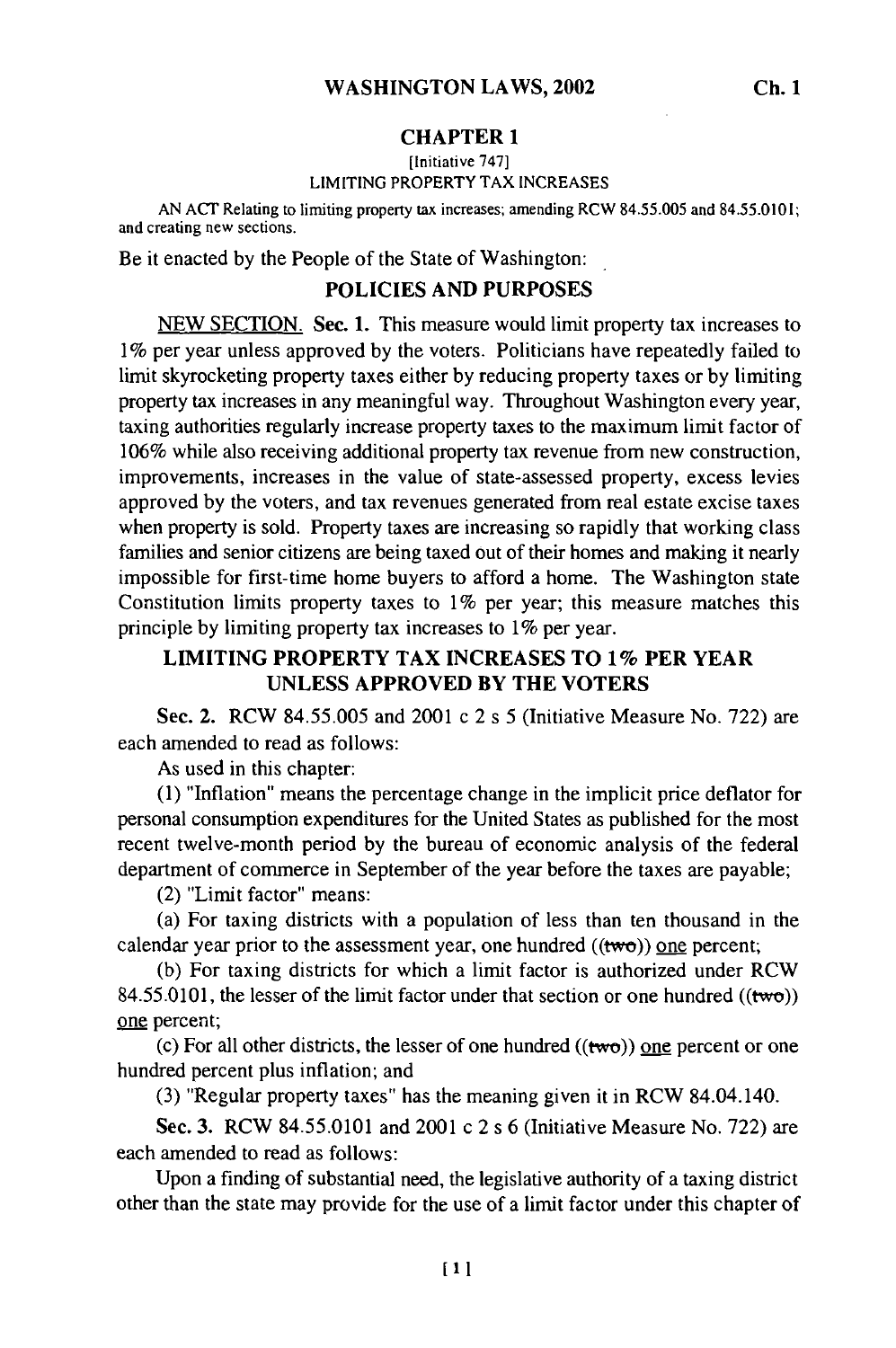# CHAPTER 1

[Initiative 747]

LIMITING PROPERTY TAX INCREASES

AN ACT Relating to limiting property tax increases; amending RCW 84.55.005 and 84.55.0101; and creating new sections.

Be it enacted by the People of the State of Washington:

## POLICIES AND PURPOSES

NEW SECTION. **Sec. 1.** This measure would limit property tax increases to 1% per year unless approved by the voters. Politicians have repeatedly failed to limit skyrocketing property taxes either by reducing property taxes or by limiting property tax increases in any meaningful way. Throughout Washington every year, taxing authorities regularly increase property taxes to the maximum limit factor of 106% while also receiving additional property tax revenue from new construction, improvements, increases in the value of state-assessed property, excess levies approved by the voters, and tax revenues generated from real estate excise taxes when property is sold. Property taxes are increasing so rapidly that working class families and senior citizens are being taxed out of their homes and making it nearly impossible for first-time home buyers to afford a home. The Washington state Constitution limits property taxes to 1% per year; this measure matches this principle by limiting property tax increases to 1% per year.

## LIMITING PROPERTY TAX INCREASES TO 1% PER YEAR UNLESS APPROVED BY THE VOTERS

**Sec. 2.** RCW 84.55.005 and 2001 c 2 s 5 (Initiative Measure No. 722) are each amended to read as follows:

As used in this chapter:

(1) "Inflation" means the percentage change in the implicit price deflator for personal consumption expenditures for the United States as published for the most recent twelve-month period by the bureau of economic analysis of the federal department of commerce in September of the year before the taxes are payable;

(2) "Limit factor" means:

(a) For taxing districts with a population of less than ten thousand in the calendar year prior to the assessment year, one hundred ((~~two~~)) one percent;

(b) For taxing districts for which a limit factor is authorized under RCW 84.55.0101, the lesser of the limit factor under that section or one hundred ((~~two~~)) one percent;

(c) For all other districts, the lesser of one hundred ((~~two~~)) one percent or one hundred percent plus inflation; and

(3) "Regular property taxes" has the meaning given it in RCW 84.04.140.

**Sec. 3.** RCW 84.55.0101 and 2001 c 2 s 6 (Initiative Measure No. 722) are each amended to read as follows:

Upon a finding of substantial need, the legislative authority of a taxing district other than the state may provide for the use of a limit factor under this chapter of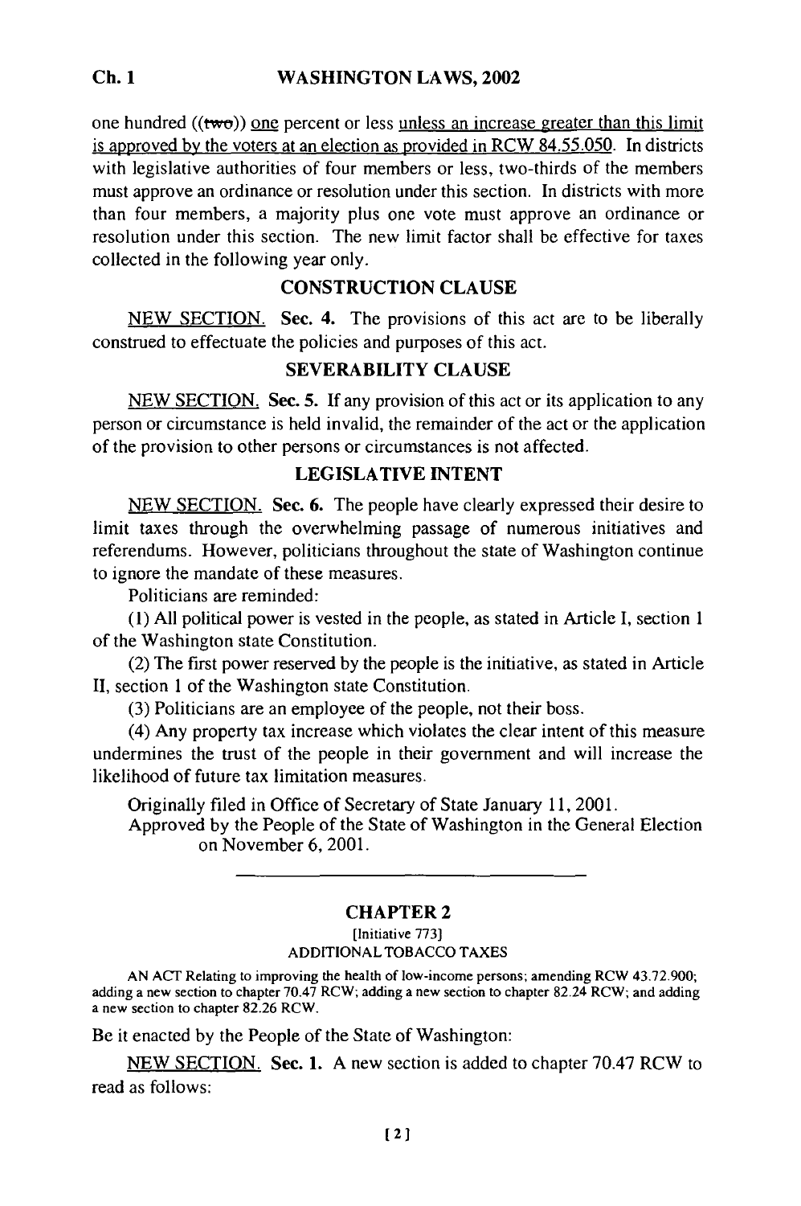one hundred ((~~two~~)) one percent or less unless an increase greater than this limit is approved by the voters at an election as provided in RCW 84.55.050. In districts with legislative authorities of four members or less, two-thirds of the members must approve an ordinance or resolution under this section. In districts with more than four members, a majority plus one vote must approve an ordinance or resolution under this section. The new limit factor shall be effective for taxes collected in the following year only.

## CONSTRUCTION CLAUSE

NEW SECTION. **Sec. 4.** The provisions of this act are to be liberally construed to effectuate the policies and purposes of this act.

## SEVERABILITY CLAUSE

NEW SECTION. **Sec. 5.** If any provision of this act or its application to any person or circumstance is held invalid, the remainder of the act or the application of the provision to other persons or circumstances is not affected.

## LEGISLATIVE INTENT

NEW SECTION. **Sec. 6.** The people have clearly expressed their desire to limit taxes through the overwhelming passage of numerous initiatives and referendums. However, politicians throughout the state of Washington continue to ignore the mandate of these measures.

Politicians are reminded:

(1) All political power is vested in the people, as stated in Article I, section 1 of the Washington state Constitution.

(2) The first power reserved by the people is the initiative, as stated in Article II, section 1 of the Washington state Constitution.

(3) Politicians are an employee of the people, not their boss.

(4) Any property tax increase which violates the clear intent of this measure undermines the trust of the people in their government and will increase the likelihood of future tax limitation measures.

Originally filed in Office of Secretary of State January 11, 2001.
Approved by the People of the State of Washington in the General Election on November 6, 2001.

---

## CHAPTER 2

[Initiative 773]
ADDITIONAL TOBACCO TAXES

AN ACT Relating to improving the health of low-income persons; amending RCW 43.72.900; adding a new section to chapter 70.47 RCW; adding a new section to chapter 82.24 RCW; and adding a new section to chapter 82.26 RCW.

Be it enacted by the People of the State of Washington:

NEW SECTION. **Sec. 1.** A new section is added to chapter 70.47 RCW to read as follows: